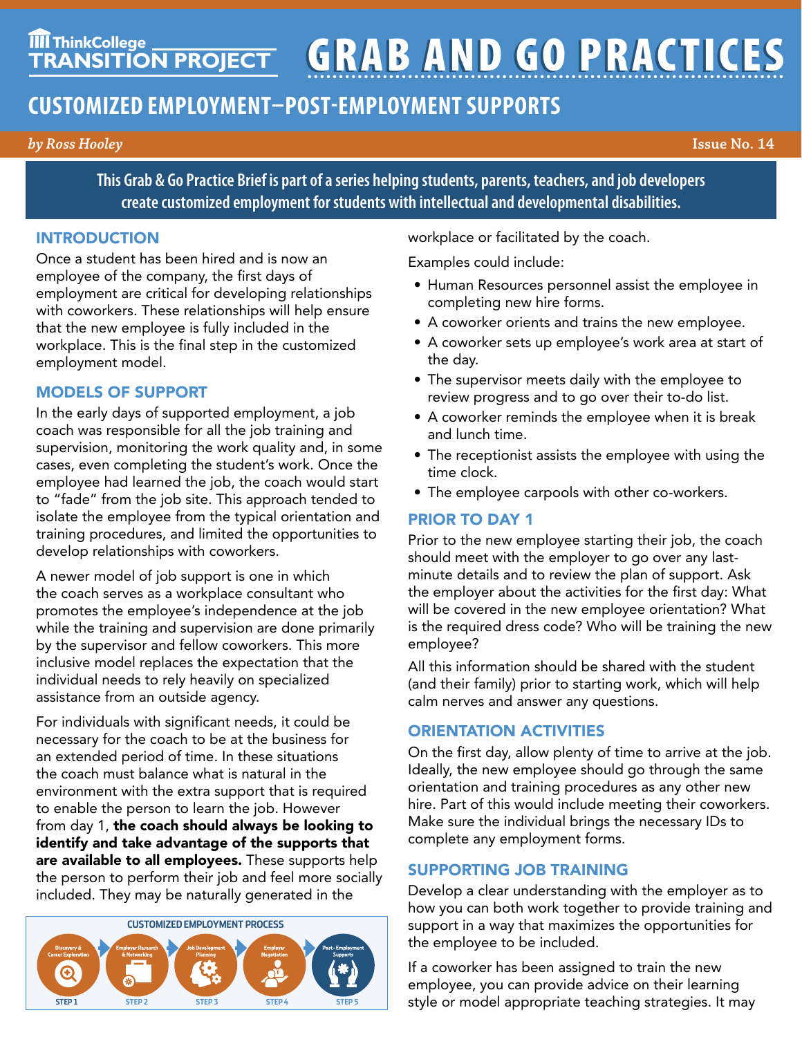ThinkCollege TRANSITION PROJECT

# GRAB AND GO PRACTICES

## CUSTOMIZED EMPLOYMENT—POST-EMPLOYMENT SUPPORTS

*by Ross Hooley*

Issue No. 14

**This Grab & Go Practice Brief is part of a series helping students, parents, teachers, and job developers create customized employment for students with intellectual and developmental disabilities.**

### INTRODUCTION

Once a student has been hired and is now an employee of the company, the first days of employment are critical for developing relationships with coworkers. These relationships will help ensure that the new employee is fully included in the workplace. This is the final step in the customized employment model.

### MODELS OF SUPPORT

In the early days of supported employment, a job coach was responsible for all the job training and supervision, monitoring the work quality and, in some cases, even completing the student's work. Once the employee had learned the job, the coach would start to "fade" from the job site. This approach tended to isolate the employee from the typical orientation and training procedures, and limited the opportunities to develop relationships with coworkers.

A newer model of job support is one in which the coach serves as a workplace consultant who promotes the employee's independence at the job while the training and supervision are done primarily by the supervisor and fellow coworkers. This more inclusive model replaces the expectation that the individual needs to rely heavily on specialized assistance from an outside agency.

For individuals with significant needs, it could be necessary for the coach to be at the business for an extended period of time. In these situations the coach must balance what is natural in the environment with the extra support that is required to enable the person to learn the job. However from day 1, **the coach should always be looking to identify and take advantage of the supports that are available to all employees.** These supports help the person to perform their job and feel more socially included. They may be naturally generated in the workplace or facilitated by the coach.

**CUSTOMIZED EMPLOYMENT PROCESS**

STEP 1: Discovery & Career Exploration → STEP 2: Employer Research & Networking → STEP 3: Job Development Planning → STEP 4: Employer Negotiation → STEP 5: Post-Employment Supports

Examples could include:

- Human Resources personnel assist the employee in completing new hire forms.
- A coworker orients and trains the new employee.
- A coworker sets up employee's work area at start of the day.
- The supervisor meets daily with the employee to review progress and to go over their to-do list.
- A coworker reminds the employee when it is break and lunch time.
- The receptionist assists the employee with using the time clock.
- The employee carpools with other co-workers.

### PRIOR TO DAY 1

Prior to the new employee starting their job, the coach should meet with the employer to go over any last-minute details and to review the plan of support. Ask the employer about the activities for the first day: What will be covered in the new employee orientation? What is the required dress code? Who will be training the new employee?

All this information should be shared with the student (and their family) prior to starting work, which will help calm nerves and answer any questions.

### ORIENTATION ACTIVITIES

On the first day, allow plenty of time to arrive at the job. Ideally, the new employee should go through the same orientation and training procedures as any other new hire. Part of this would include meeting their coworkers. Make sure the individual brings the necessary IDs to complete any employment forms.

### SUPPORTING JOB TRAINING

Develop a clear understanding with the employer as to how you can both work together to provide training and support in a way that maximizes the opportunities for the employee to be included.

If a coworker has been assigned to train the new employee, you can provide advice on their learning style or model appropriate teaching strategies. It may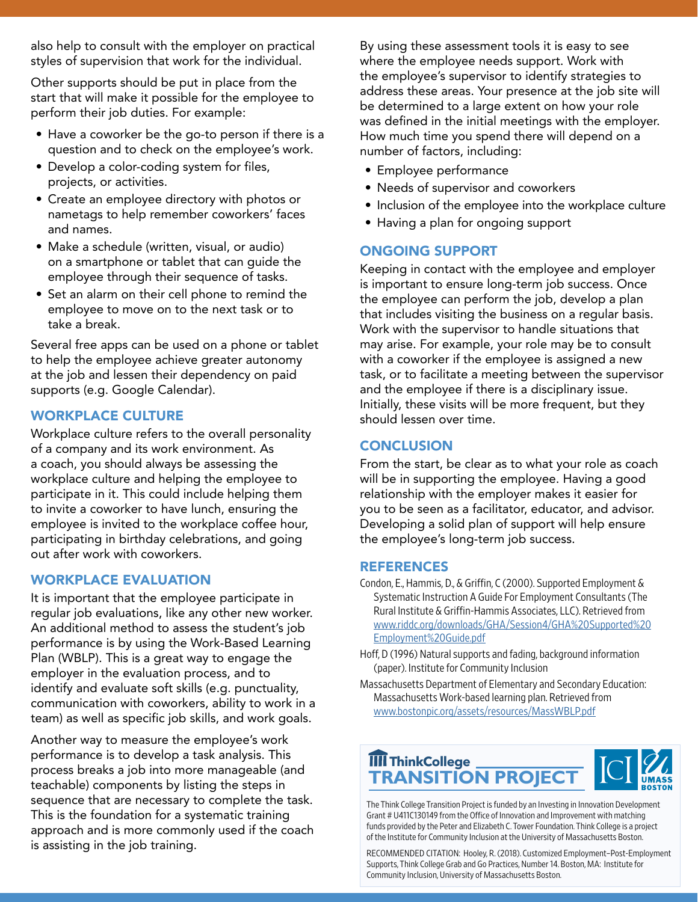also help to consult with the employer on practical styles of supervision that work for the individual.

Other supports should be put in place from the start that will make it possible for the employee to perform their job duties. For example:

- Have a coworker be the go-to person if there is a question and to check on the employee's work.
- Develop a color-coding system for files, projects, or activities.
- Create an employee directory with photos or nametags to help remember coworkers' faces and names.
- Make a schedule (written, visual, or audio) on a smartphone or tablet that can guide the employee through their sequence of tasks.
- Set an alarm on their cell phone to remind the employee to move on to the next task or to take a break.

Several free apps can be used on a phone or tablet to help the employee achieve greater autonomy at the job and lessen their dependency on paid supports (e.g. Google Calendar).

## WORKPLACE CULTURE

Workplace culture refers to the overall personality of a company and its work environment. As a coach, you should always be assessing the workplace culture and helping the employee to participate in it. This could include helping them to invite a coworker to have lunch, ensuring the employee is invited to the workplace coffee hour, participating in birthday celebrations, and going out after work with coworkers.

## WORKPLACE EVALUATION

It is important that the employee participate in regular job evaluations, like any other new worker. An additional method to assess the student's job performance is by using the Work-Based Learning Plan (WBLP). This is a great way to engage the employer in the evaluation process, and to identify and evaluate soft skills (e.g. punctuality, communication with coworkers, ability to work in a team) as well as specific job skills, and work goals.

Another way to measure the employee's work performance is to develop a task analysis. This process breaks a job into more manageable (and teachable) components by listing the steps in sequence that are necessary to complete the task. This is the foundation for a systematic training approach and is more commonly used if the coach is assisting in the job training.

By using these assessment tools it is easy to see where the employee needs support. Work with the employee's supervisor to identify strategies to address these areas. Your presence at the job site will be determined to a large extent on how your role was defined in the initial meetings with the employer. How much time you spend there will depend on a number of factors, including:

- Employee performance
- Needs of supervisor and coworkers
- Inclusion of the employee into the workplace culture
- Having a plan for ongoing support

## ONGOING SUPPORT

Keeping in contact with the employee and employer is important to ensure long-term job success. Once the employee can perform the job, develop a plan that includes visiting the business on a regular basis. Work with the supervisor to handle situations that may arise. For example, your role may be to consult with a coworker if the employee is assigned a new task, or to facilitate a meeting between the supervisor and the employee if there is a disciplinary issue. Initially, these visits will be more frequent, but they should lessen over time.

## CONCLUSION

From the start, be clear as to what your role as coach will be in supporting the employee. Having a good relationship with the employer makes it easier for you to be seen as a facilitator, educator, and advisor. Developing a solid plan of support will help ensure the employee's long-term job success.

## REFERENCES

Condon, E., Hammis, D., & Griffin, C (2000). Supported Employment & Systematic Instruction A Guide For Employment Consultants (The Rural Institute & Griffin-Hammis Associates, LLC). Retrieved from www.riddc.org/downloads/GHA/Session4/GHA%20Supported%20Employment%20Guide.pdf

Hoff, D (1996) Natural supports and fading, background information (paper). Institute for Community Inclusion

Massachusetts Department of Elementary and Secondary Education: Massachusetts Work-based learning plan. Retrieved from www.bostonpic.org/assets/resources/MassWBLP.pdf

ThinkCollege TRANSITION PROJECT

The Think College Transition Project is funded by an Investing in Innovation Development Grant # U411C130149 from the Office of Innovation and Improvement with matching funds provided by the Peter and Elizabeth C. Tower Foundation. Think College is a project of the Institute for Community Inclusion at the University of Massachusetts Boston.

RECOMMENDED CITATION: Hooley, R. (2018). Customized Employment–Post-Employment Supports, Think College Grab and Go Practices, Number 14. Boston, MA: Institute for Community Inclusion, University of Massachusetts Boston.